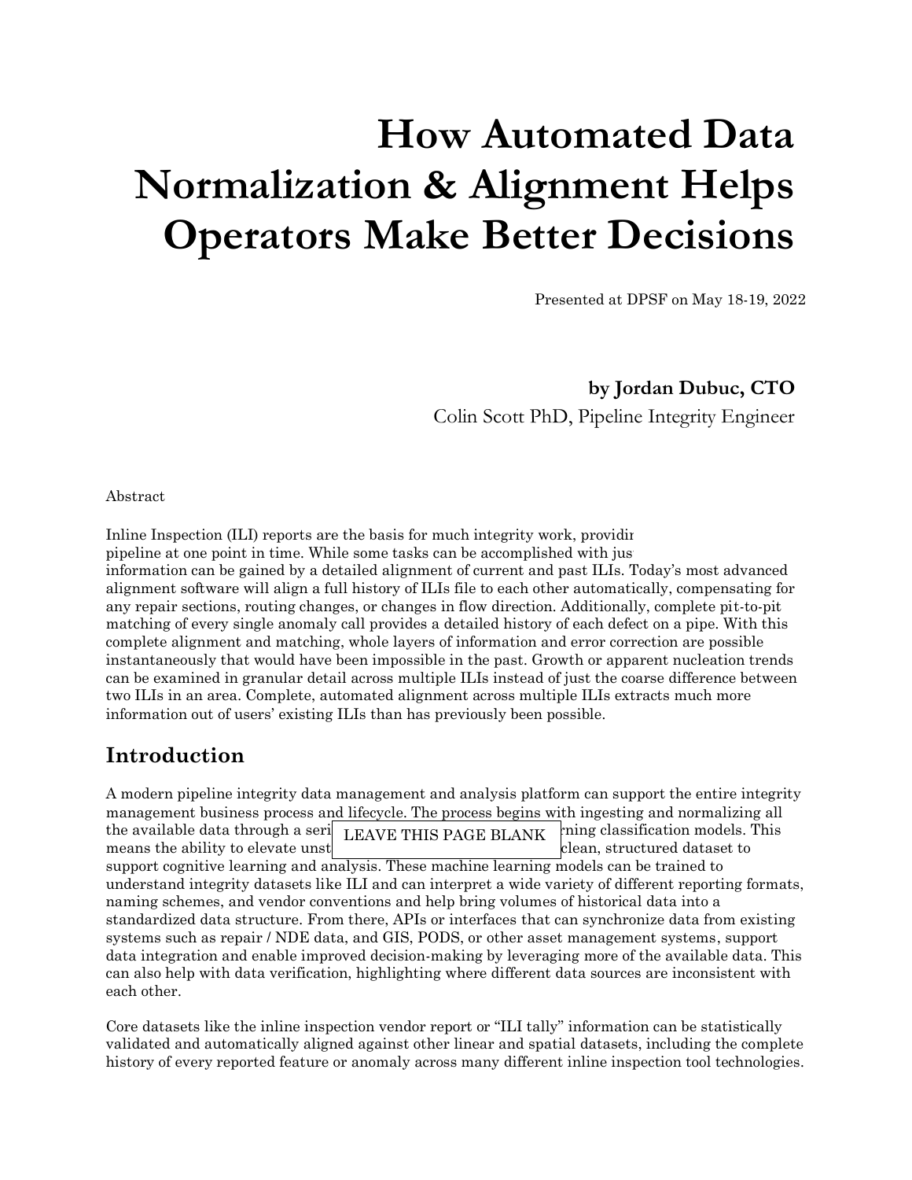# How Automated Data Normalization & Alignment Helps Operators Make Better Decisions

Presented at DPSF on May 18-19, 2022

**by Jordan Dubuc, CTO**

Colin Scott PhD, Pipeline Integrity Engineer

Abstract

Inline Inspection (ILI) reports are the basis for much integrity work, providir pipeline at one point in time. While some tasks can be accomplished with jus information can be gained by a detailed alignment of current and past ILIs. Today's most advanced alignment software will align a full history of ILIs file to each other automatically, compensating for any repair sections, routing changes, or changes in flow direction. Additionally, complete pit-to-pit matching of every single anomaly call provides a detailed history of each defect on a pipe. With this complete alignment and matching, whole layers of information and error correction are possible instantaneously that would have been impossible in the past. Growth or apparent nucleation trends can be examined in granular detail across multiple ILIs instead of just the coarse difference between two ILIs in an area. Complete, automated alignment across multiple ILIs extracts much more information out of users' existing ILIs than has previously been possible.

## Introduction

A modern pipeline integrity data management and analysis platform can support the entire integrity management business process and lifecycle. The process begins with ingesting and normalizing all the available data through a seri LEAVE THIS PAGE BLANK rning classification models. This means the ability to elevate unst clean, structured dataset to support cognitive learning and analysis. These machine learning models can be trained to understand integrity datasets like ILI and can interpret a wide variety of different reporting formats, naming schemes, and vendor conventions and help bring volumes of historical data into a standardized data structure. From there, APIs or interfaces that can synchronize data from existing systems such as repair / NDE data, and GIS, PODS, or other asset management systems, support data integration and enable improved decision-making by leveraging more of the available data. This can also help with data verification, highlighting where different data sources are inconsistent with each other.

Core datasets like the inline inspection vendor report or "ILI tally" information can be statistically validated and automatically aligned against other linear and spatial datasets, including the complete history of every reported feature or anomaly across many different inline inspection tool technologies.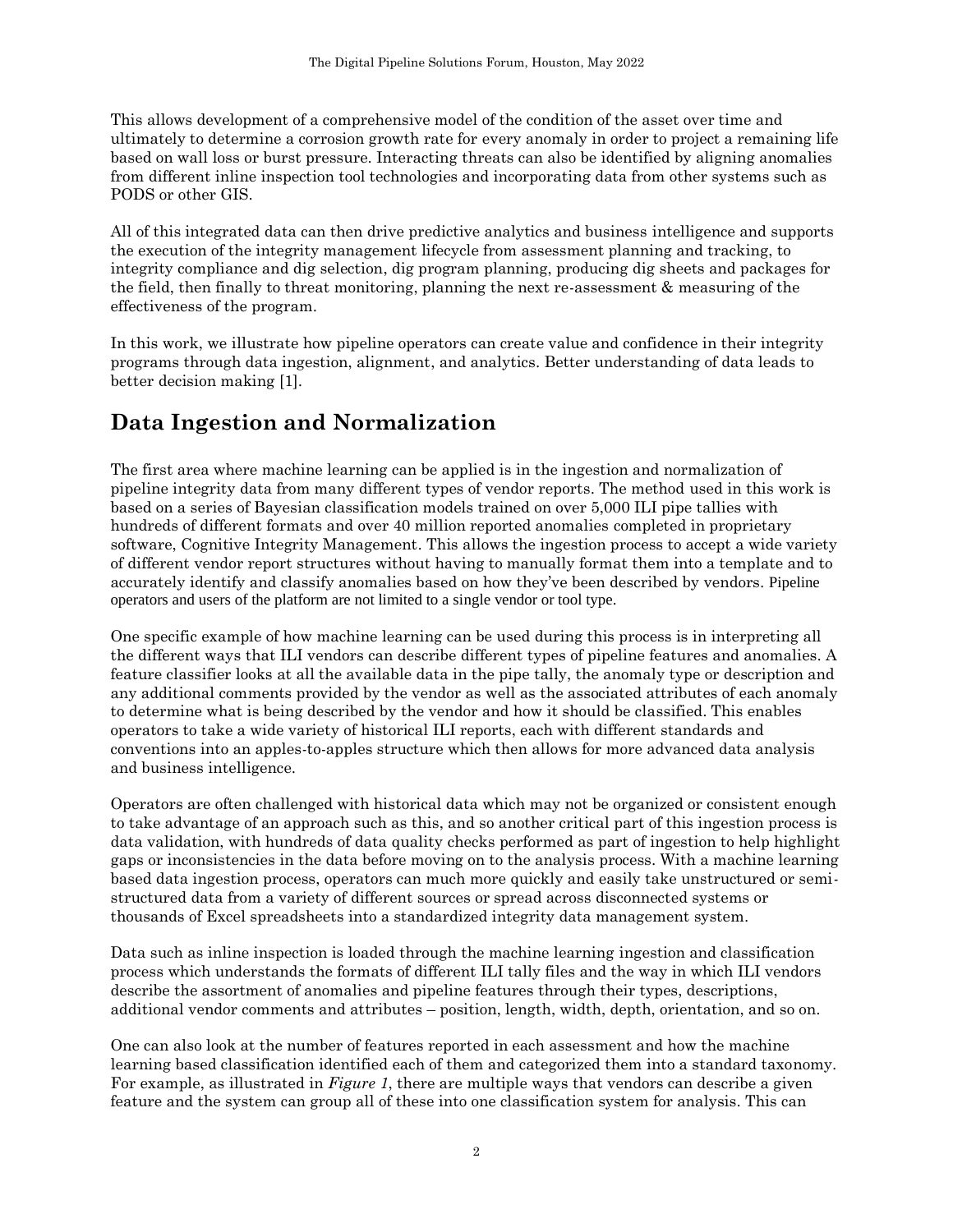This allows development of a comprehensive model of the condition of the asset over time and ultimately to determine a corrosion growth rate for every anomaly in order to project a remaining life based on wall loss or burst pressure. Interacting threats can also be identified by aligning anomalies from different inline inspection tool technologies and incorporating data from other systems such as PODS or other GIS.

All of this integrated data can then drive predictive analytics and business intelligence and supports the execution of the integrity management lifecycle from assessment planning and tracking, to integrity compliance and dig selection, dig program planning, producing dig sheets and packages for the field, then finally to threat monitoring, planning the next re-assessment & measuring of the effectiveness of the program.

In this work, we illustrate how pipeline operators can create value and confidence in their integrity programs through data ingestion, alignment, and analytics. Better understanding of data leads to better decision making [1].

## Data Ingestion and Normalization

The first area where machine learning can be applied is in the ingestion and normalization of pipeline integrity data from many different types of vendor reports. The method used in this work is based on a series of Bayesian classification models trained on over 5,000 ILI pipe tallies with hundreds of different formats and over 40 million reported anomalies completed in proprietary software, Cognitive Integrity Management. This allows the ingestion process to accept a wide variety of different vendor report structures without having to manually format them into a template and to accurately identify and classify anomalies based on how they've been described by vendors. Pipeline operators and users of the platform are not limited to a single vendor or tool type.

One specific example of how machine learning can be used during this process is in interpreting all the different ways that ILI vendors can describe different types of pipeline features and anomalies. A feature classifier looks at all the available data in the pipe tally, the anomaly type or description and any additional comments provided by the vendor as well as the associated attributes of each anomaly to determine what is being described by the vendor and how it should be classified. This enables operators to take a wide variety of historical ILI reports, each with different standards and conventions into an apples-to-apples structure which then allows for more advanced data analysis and business intelligence.

Operators are often challenged with historical data which may not be organized or consistent enough to take advantage of an approach such as this, and so another critical part of this ingestion process is data validation, with hundreds of data quality checks performed as part of ingestion to help highlight gaps or inconsistencies in the data before moving on to the analysis process. With a machine learning based data ingestion process, operators can much more quickly and easily take unstructured or semi-structured data from a variety of different sources or spread across disconnected systems or thousands of Excel spreadsheets into a standardized integrity data management system.

Data such as inline inspection is loaded through the machine learning ingestion and classification process which understands the formats of different ILI tally files and the way in which ILI vendors describe the assortment of anomalies and pipeline features through their types, descriptions, additional vendor comments and attributes – position, length, width, depth, orientation, and so on.

One can also look at the number of features reported in each assessment and how the machine learning based classification identified each of them and categorized them into a standard taxonomy. For example, as illustrated in *Figure 1*, there are multiple ways that vendors can describe a given feature and the system can group all of these into one classification system for analysis. This can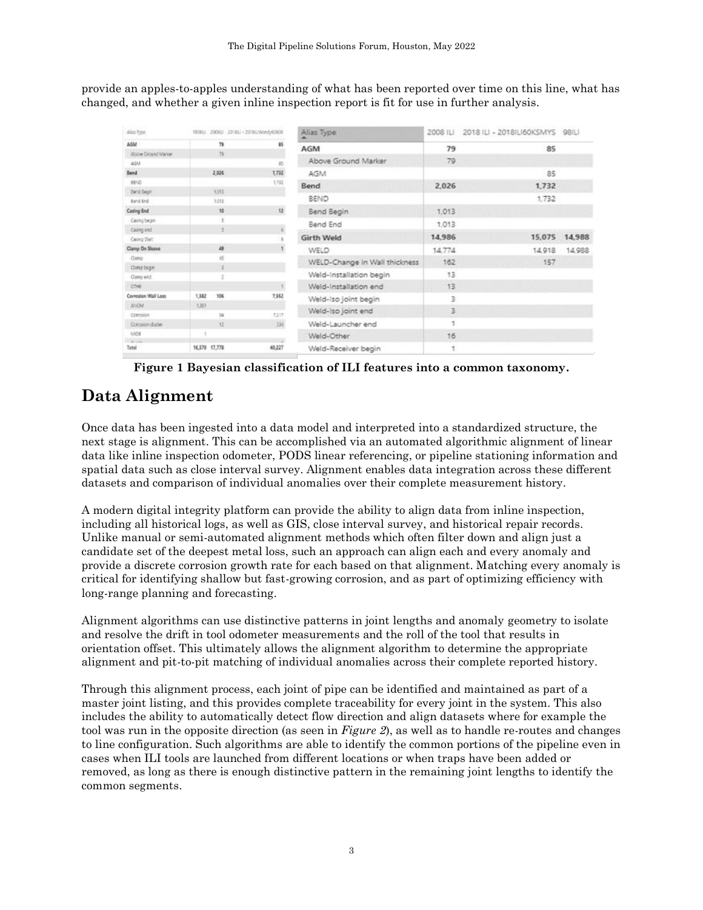provide an apples-to-apples understanding of what has been reported over time on this line, what has changed, and whether a given inline inspection report is fit for use in further analysis.

| Alias Type | 2008 ILI | 2018 ILI - 2018ILI60KSMYS | 98ILI |
|---|---|---|---|
| **AGM** | 79 | 85 | |
| Above Ground Marker | 79 | | |
| AGM | | 85 | |
| **Bend** | 2,026 | 1,732 | |
| BEND | | 1,732 | |
| Bend Begin | 1,013 | | |
| Bend End | 1,013 | | |
| **Girth Weld** | 14,986 | 15,075 | 14,988 |
| WELD | 14,774 | 14,918 | 14,988 |
| WELD-Change in Wall thickness | 162 | 157 | |
| Weld-Installation begin | 13 | | |
| Weld-Installation end | 13 | | |
| Weld-Iso joint begin | 3 | | |
| Weld-Iso joint end | 3 | | |
| Weld-Launcher end | 1 | | |
| Weld-Other | 16 | | |
| Weld-Receiver begin | 1 | | |

**Figure 1 Bayesian classification of ILI features into a common taxonomy.**

# Data Alignment

Once data has been ingested into a data model and interpreted into a standardized structure, the next stage is alignment. This can be accomplished via an automated algorithmic alignment of linear data like inline inspection odometer, PODS linear referencing, or pipeline stationing information and spatial data such as close interval survey. Alignment enables data integration across these different datasets and comparison of individual anomalies over their complete measurement history.

A modern digital integrity platform can provide the ability to align data from inline inspection, including all historical logs, as well as GIS, close interval survey, and historical repair records. Unlike manual or semi-automated alignment methods which often filter down and align just a candidate set of the deepest metal loss, such an approach can align each and every anomaly and provide a discrete corrosion growth rate for each based on that alignment. Matching every anomaly is critical for identifying shallow but fast-growing corrosion, and as part of optimizing efficiency with long-range planning and forecasting.

Alignment algorithms can use distinctive patterns in joint lengths and anomaly geometry to isolate and resolve the drift in tool odometer measurements and the roll of the tool that results in orientation offset. This ultimately allows the alignment algorithm to determine the appropriate alignment and pit-to-pit matching of individual anomalies across their complete reported history.

Through this alignment process, each joint of pipe can be identified and maintained as part of a master joint listing, and this provides complete traceability for every joint in the system. This also includes the ability to automatically detect flow direction and align datasets where for example the tool was run in the opposite direction (as seen in *Figure 2*), as well as to handle re-routes and changes to line configuration. Such algorithms are able to identify the common portions of the pipeline even in cases when ILI tools are launched from different locations or when traps have been added or removed, as long as there is enough distinctive pattern in the remaining joint lengths to identify the common segments.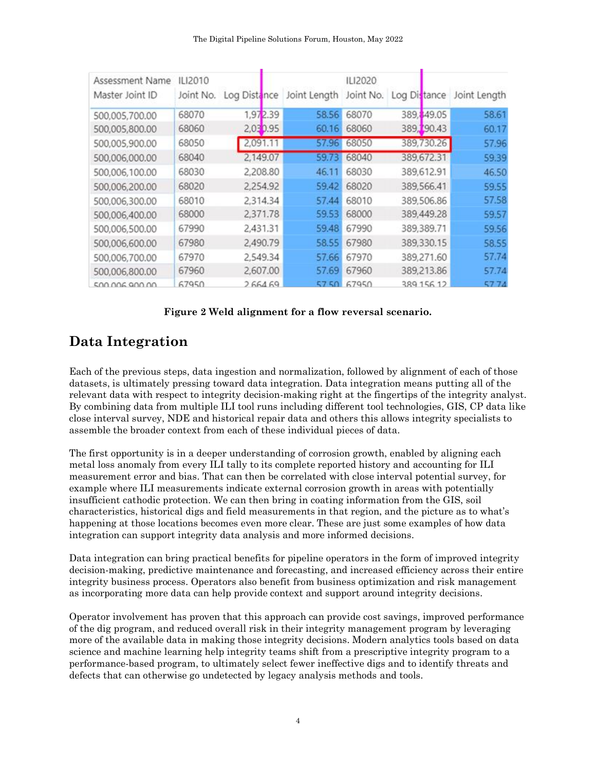| Assessment Name | ILI2010 | | | ILI2020 | | |
|---|---|---|---|---|---|---|
| Master Joint ID | Joint No. | Log Distance | Joint Length | Joint No. | Log Distance | Joint Length |
| 500,005,700.00 | 68070 | 1,972.39 | 58.56 | 68070 | 389,849.05 | 58.61 |
| 500,005,800.00 | 68060 | 2,030.95 | 60.16 | 68060 | 389,790.43 | 60.17 |
| 500,005,900.00 | 68050 | 2,091.11 | 57.96 | 68050 | 389,730.26 | 57.96 |
| 500,006,000.00 | 68040 | 2,149.07 | 59.73 | 68040 | 389,672.31 | 59.39 |
| 500,006,100.00 | 68030 | 2,208.80 | 46.11 | 68030 | 389,612.91 | 46.50 |
| 500,006,200.00 | 68020 | 2,254.92 | 59.42 | 68020 | 389,566.41 | 59.55 |
| 500,006,300.00 | 68010 | 2,314.34 | 57.44 | 68010 | 389,506.86 | 57.58 |
| 500,006,400.00 | 68000 | 2,371.78 | 59.53 | 68000 | 389,449.28 | 59.57 |
| 500,006,500.00 | 67990 | 2,431.31 | 59.48 | 67990 | 389,389.71 | 59.56 |
| 500,006,600.00 | 67980 | 2,490.79 | 58.55 | 67980 | 389,330.15 | 58.55 |
| 500,006,700.00 | 67970 | 2,549.34 | 57.66 | 67970 | 389,271.60 | 57.74 |
| 500,006,800.00 | 67960 | 2,607.00 | 57.69 | 67960 | 389,213.86 | 57.74 |
| 500,006,900.00 | 67950 | 2,664.69 | 57.50 | 67950 | 389,156.12 | 57.74 |

**Figure 2 Weld alignment for a flow reversal scenario.**

## Data Integration

Each of the previous steps, data ingestion and normalization, followed by alignment of each of those datasets, is ultimately pressing toward data integration. Data integration means putting all of the relevant data with respect to integrity decision-making right at the fingertips of the integrity analyst. By combining data from multiple ILI tool runs including different tool technologies, GIS, CP data like close interval survey, NDE and historical repair data and others this allows integrity specialists to assemble the broader context from each of these individual pieces of data.

The first opportunity is in a deeper understanding of corrosion growth, enabled by aligning each metal loss anomaly from every ILI tally to its complete reported history and accounting for ILI measurement error and bias. That can then be correlated with close interval potential survey, for example where ILI measurements indicate external corrosion growth in areas with potentially insufficient cathodic protection. We can then bring in coating information from the GIS, soil characteristics, historical digs and field measurements in that region, and the picture as to what's happening at those locations becomes even more clear. These are just some examples of how data integration can support integrity data analysis and more informed decisions.

Data integration can bring practical benefits for pipeline operators in the form of improved integrity decision-making, predictive maintenance and forecasting, and increased efficiency across their entire integrity business process. Operators also benefit from business optimization and risk management as incorporating more data can help provide context and support around integrity decisions.

Operator involvement has proven that this approach can provide cost savings, improved performance of the dig program, and reduced overall risk in their integrity management program by leveraging more of the available data in making those integrity decisions. Modern analytics tools based on data science and machine learning help integrity teams shift from a prescriptive integrity program to a performance-based program, to ultimately select fewer ineffective digs and to identify threats and defects that can otherwise go undetected by legacy analysis methods and tools.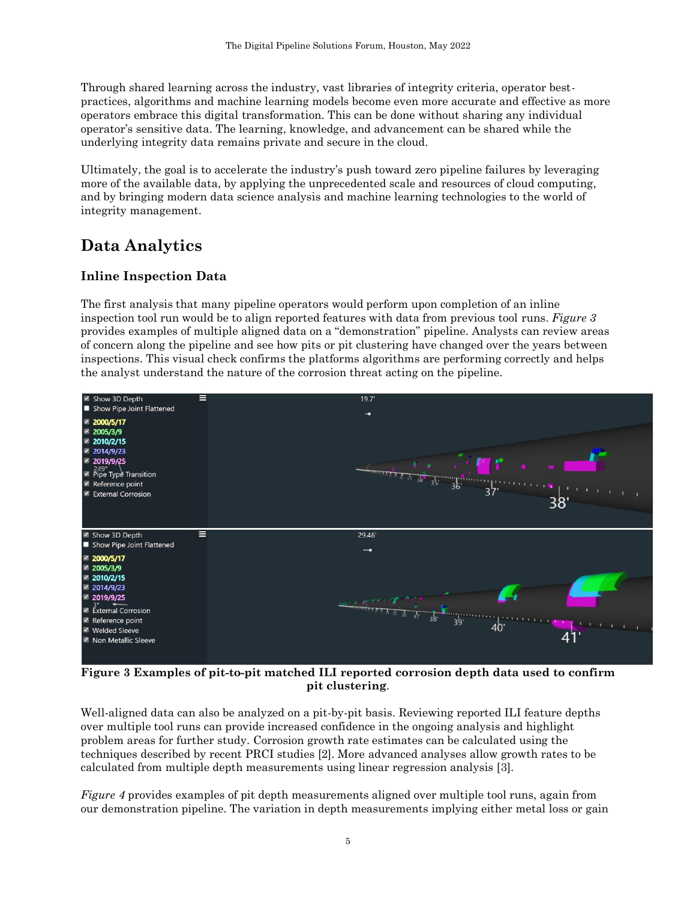Through shared learning across the industry, vast libraries of integrity criteria, operator best-practices, algorithms and machine learning models become even more accurate and effective as more operators embrace this digital transformation. This can be done without sharing any individual operator's sensitive data. The learning, knowledge, and advancement can be shared while the underlying integrity data remains private and secure in the cloud.

Ultimately, the goal is to accelerate the industry's push toward zero pipeline failures by leveraging more of the available data, by applying the unprecedented scale and resources of cloud computing, and by bringing modern data science analysis and machine learning technologies to the world of integrity management.

# Data Analytics

## Inline Inspection Data

The first analysis that many pipeline operators would perform upon completion of an inline inspection tool run would be to align reported features with data from previous tool runs. *Figure 3* provides examples of multiple aligned data on a "demonstration" pipeline. Analysts can review areas of concern along the pipeline and see how pits or pit clustering have changed over the years between inspections. This visual check confirms the platforms algorithms are performing correctly and helps the analyst understand the nature of the corrosion threat acting on the pipeline.

**Figure 3 Examples of pit-to-pit matched ILI reported corrosion depth data used to confirm pit clustering**.

Well-aligned data can also be analyzed on a pit-by-pit basis. Reviewing reported ILI feature depths over multiple tool runs can provide increased confidence in the ongoing analysis and highlight problem areas for further study. Corrosion growth rate estimates can be calculated using the techniques described by recent PRCI studies [2]. More advanced analyses allow growth rates to be calculated from multiple depth measurements using linear regression analysis [3].

*Figure 4* provides examples of pit depth measurements aligned over multiple tool runs, again from our demonstration pipeline. The variation in depth measurements implying either metal loss or gain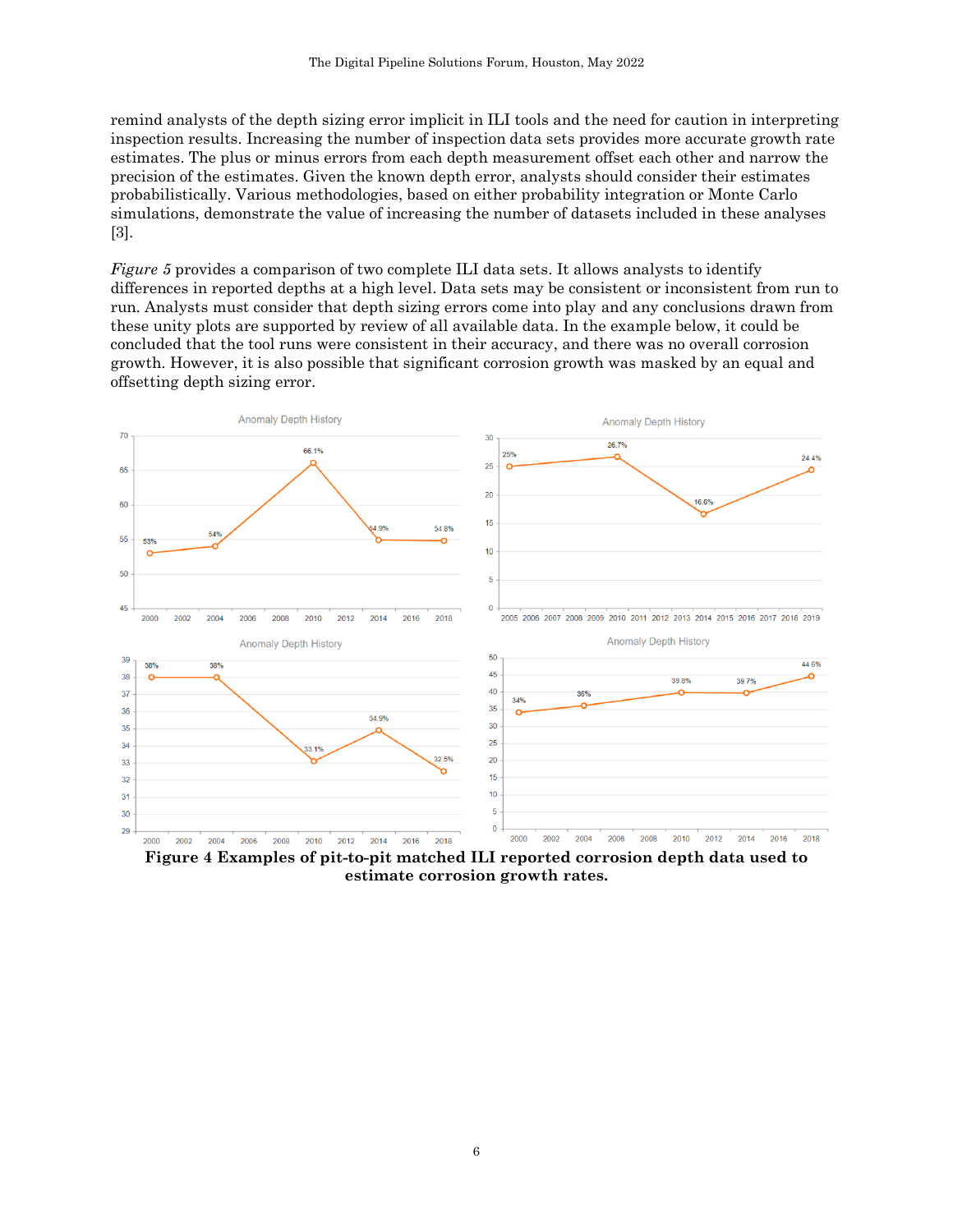remind analysts of the depth sizing error implicit in ILI tools and the need for caution in interpreting inspection results. Increasing the number of inspection data sets provides more accurate growth rate estimates. The plus or minus errors from each depth measurement offset each other and narrow the precision of the estimates. Given the known depth error, analysts should consider their estimates probabilistically. Various methodologies, based on either probability integration or Monte Carlo simulations, demonstrate the value of increasing the number of datasets included in these analyses [3].

*Figure 5* provides a comparison of two complete ILI data sets. It allows analysts to identify differences in reported depths at a high level. Data sets may be consistent or inconsistent from run to run. Analysts must consider that depth sizing errors come into play and any conclusions drawn from these unity plots are supported by review of all available data. In the example below, it could be concluded that the tool runs were consistent in their accuracy, and there was no overall corrosion growth. However, it is also possible that significant corrosion growth was masked by an equal and offsetting depth sizing error.

**Figure 4 Examples of pit-to-pit matched ILI reported corrosion depth data used to estimate corrosion growth rates.**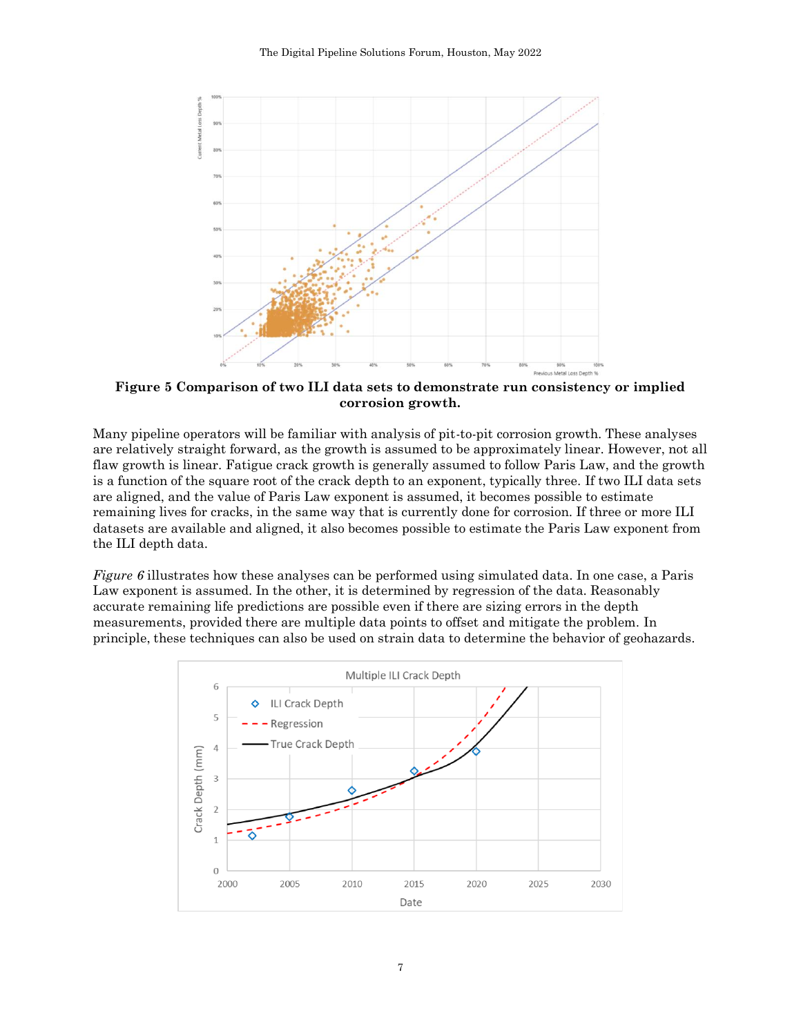**Figure 5 Comparison of two ILI data sets to demonstrate run consistency or implied corrosion growth.**

Many pipeline operators will be familiar with analysis of pit-to-pit corrosion growth. These analyses are relatively straight forward, as the growth is assumed to be approximately linear. However, not all flaw growth is linear. Fatigue crack growth is generally assumed to follow Paris Law, and the growth is a function of the square root of the crack depth to an exponent, typically three. If two ILI data sets are aligned, and the value of Paris Law exponent is assumed, it becomes possible to estimate remaining lives for cracks, in the same way that is currently done for corrosion. If three or more ILI datasets are available and aligned, it also becomes possible to estimate the Paris Law exponent from the ILI depth data.

*Figure 6* illustrates how these analyses can be performed using simulated data. In one case, a Paris Law exponent is assumed. In the other, it is determined by regression of the data. Reasonably accurate remaining life predictions are possible even if there are sizing errors in the depth measurements, provided there are multiple data points to offset and mitigate the problem. In principle, these techniques can also be used on strain data to determine the behavior of geohazards.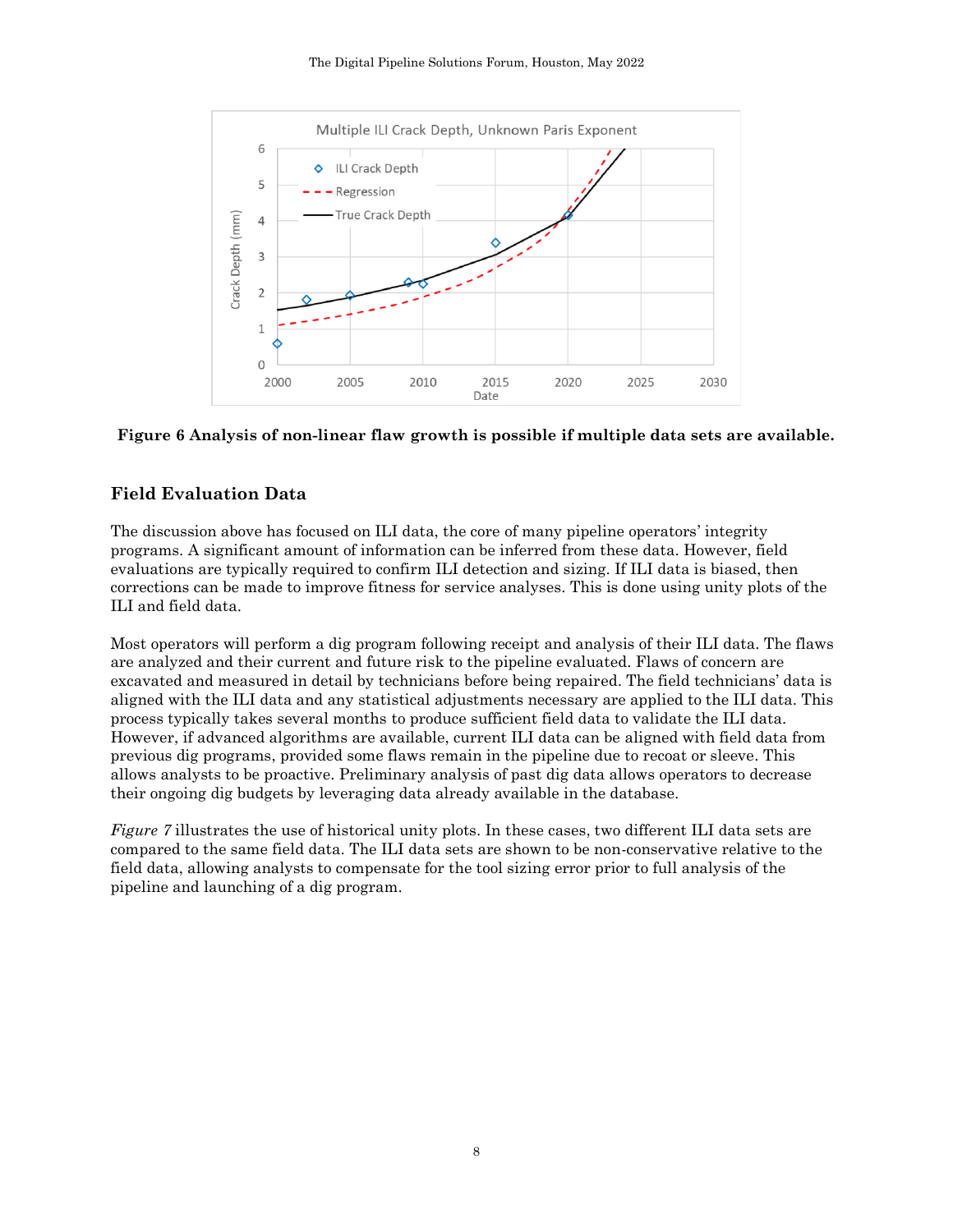**Figure 6 Analysis of non-linear flaw growth is possible if multiple data sets are available.**

## Field Evaluation Data

The discussion above has focused on ILI data, the core of many pipeline operators' integrity programs. A significant amount of information can be inferred from these data. However, field evaluations are typically required to confirm ILI detection and sizing. If ILI data is biased, then corrections can be made to improve fitness for service analyses. This is done using unity plots of the ILI and field data.

Most operators will perform a dig program following receipt and analysis of their ILI data. The flaws are analyzed and their current and future risk to the pipeline evaluated. Flaws of concern are excavated and measured in detail by technicians before being repaired. The field technicians' data is aligned with the ILI data and any statistical adjustments necessary are applied to the ILI data. This process typically takes several months to produce sufficient field data to validate the ILI data. However, if advanced algorithms are available, current ILI data can be aligned with field data from previous dig programs, provided some flaws remain in the pipeline due to recoat or sleeve. This allows analysts to be proactive. Preliminary analysis of past dig data allows operators to decrease their ongoing dig budgets by leveraging data already available in the database.

*Figure 7* illustrates the use of historical unity plots. In these cases, two different ILI data sets are compared to the same field data. The ILI data sets are shown to be non-conservative relative to the field data, allowing analysts to compensate for the tool sizing error prior to full analysis of the pipeline and launching of a dig program.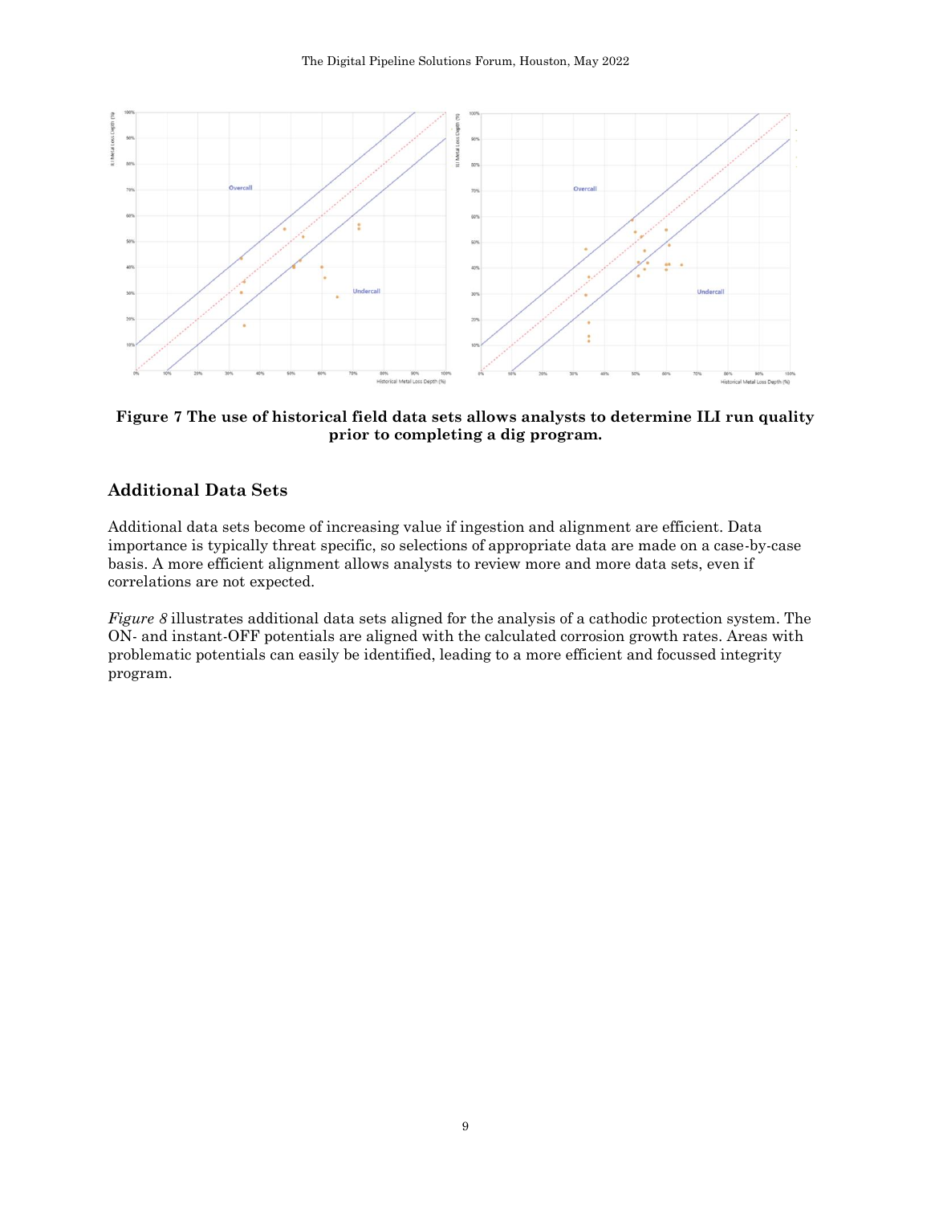**Figure 7 The use of historical field data sets allows analysts to determine ILI run quality prior to completing a dig program.**

## Additional Data Sets

Additional data sets become of increasing value if ingestion and alignment are efficient. Data importance is typically threat specific, so selections of appropriate data are made on a case-by-case basis. A more efficient alignment allows analysts to review more and more data sets, even if correlations are not expected.

*Figure 8* illustrates additional data sets aligned for the analysis of a cathodic protection system. The ON- and instant-OFF potentials are aligned with the calculated corrosion growth rates. Areas with problematic potentials can easily be identified, leading to a more efficient and focussed integrity program.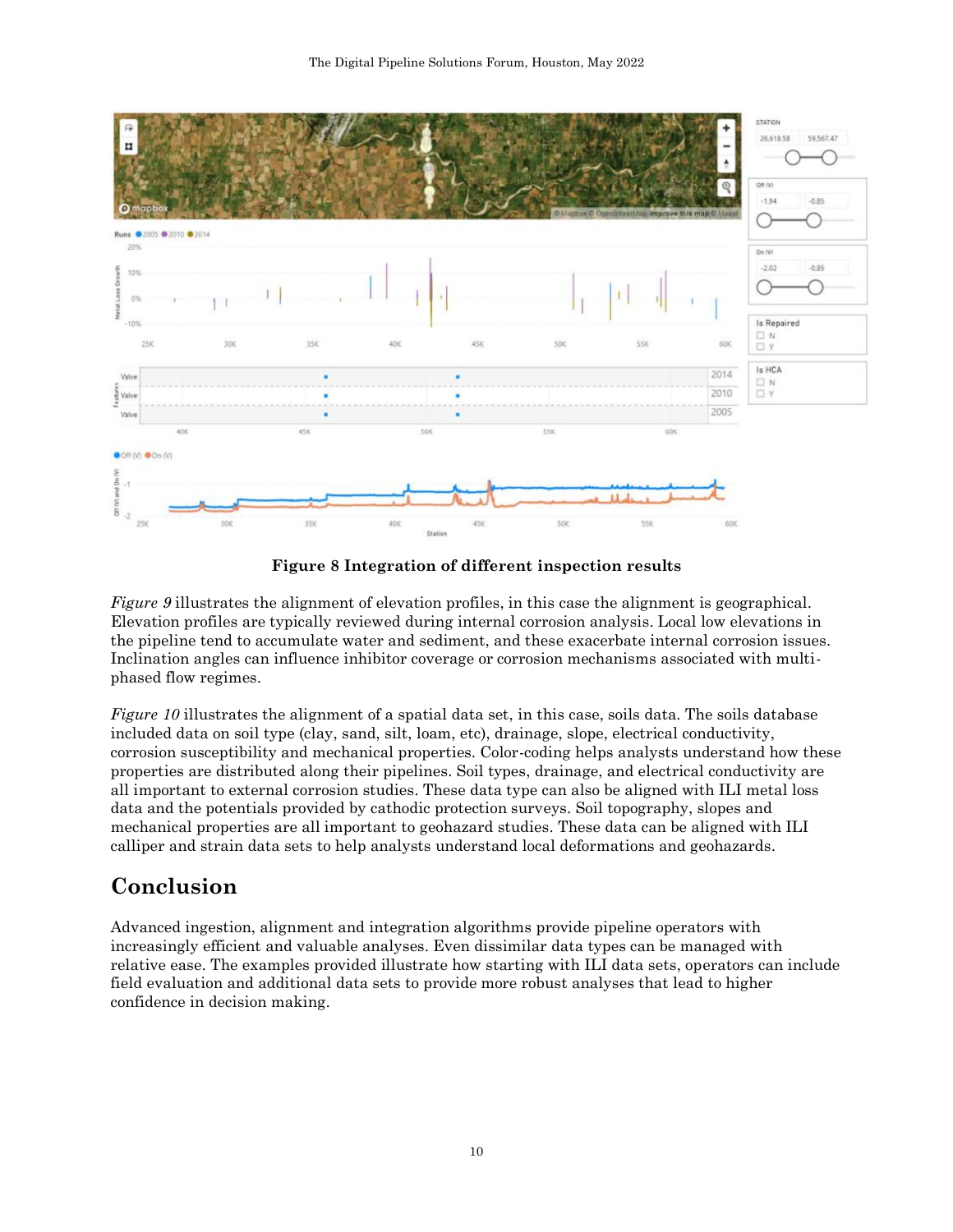**Figure 8 Integration of different inspection results**

*Figure 9* illustrates the alignment of elevation profiles, in this case the alignment is geographical. Elevation profiles are typically reviewed during internal corrosion analysis. Local low elevations in the pipeline tend to accumulate water and sediment, and these exacerbate internal corrosion issues. Inclination angles can influence inhibitor coverage or corrosion mechanisms associated with multi-phased flow regimes.

*Figure 10* illustrates the alignment of a spatial data set, in this case, soils data. The soils database included data on soil type (clay, sand, silt, loam, etc), drainage, slope, electrical conductivity, corrosion susceptibility and mechanical properties. Color-coding helps analysts understand how these properties are distributed along their pipelines. Soil types, drainage, and electrical conductivity are all important to external corrosion studies. These data type can also be aligned with ILI metal loss data and the potentials provided by cathodic protection surveys. Soil topography, slopes and mechanical properties are all important to geohazard studies. These data can be aligned with ILI calliper and strain data sets to help analysts understand local deformations and geohazards.

## Conclusion

Advanced ingestion, alignment and integration algorithms provide pipeline operators with increasingly efficient and valuable analyses. Even dissimilar data types can be managed with relative ease. The examples provided illustrate how starting with ILI data sets, operators can include field evaluation and additional data sets to provide more robust analyses that lead to higher confidence in decision making.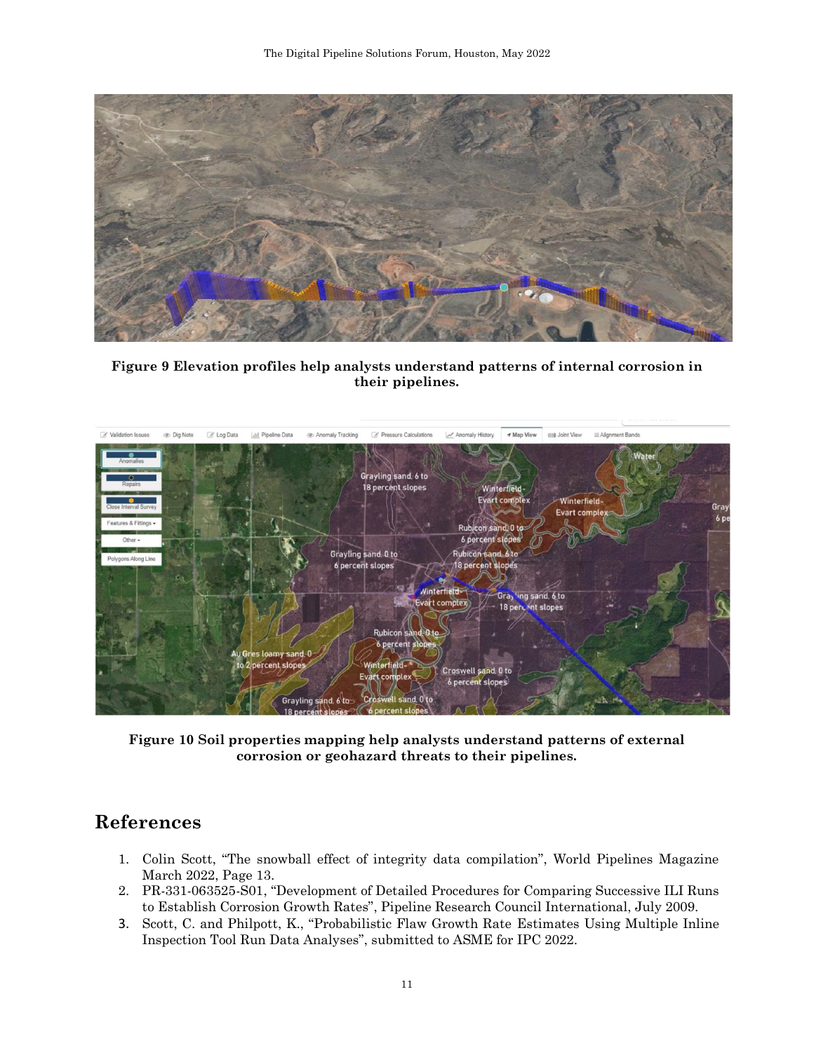**Figure 9 Elevation profiles help analysts understand patterns of internal corrosion in their pipelines.**

**Figure 10 Soil properties mapping help analysts understand patterns of external corrosion or geohazard threats to their pipelines.**

# References

1. Colin Scott, "The snowball effect of integrity data compilation", World Pipelines Magazine March 2022, Page 13.
2. PR-331-063525-S01, "Development of Detailed Procedures for Comparing Successive ILI Runs to Establish Corrosion Growth Rates", Pipeline Research Council International, July 2009.
3. Scott, C. and Philpott, K., "Probabilistic Flaw Growth Rate Estimates Using Multiple Inline Inspection Tool Run Data Analyses", submitted to ASME for IPC 2022.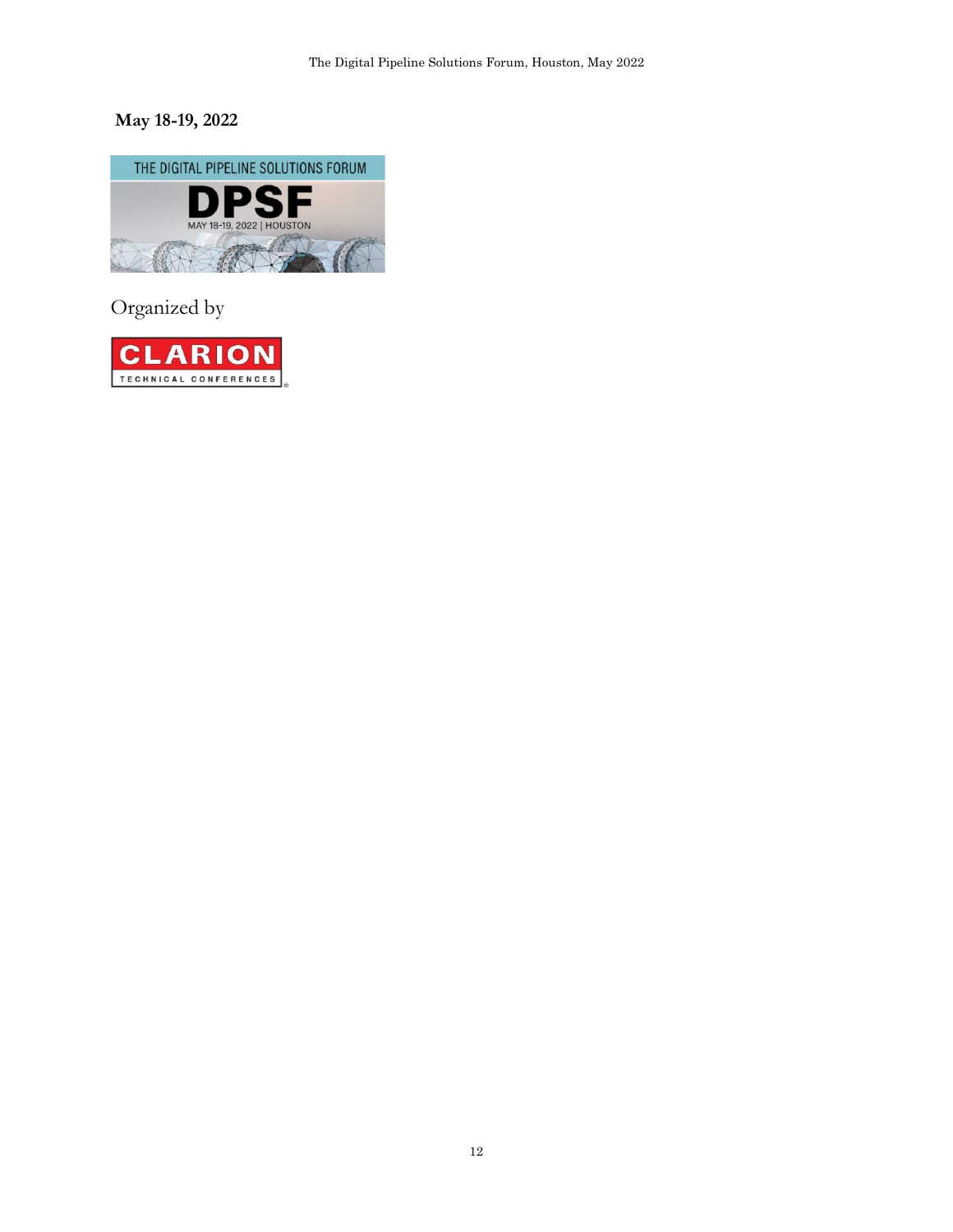**May 18-19, 2022**

Organized by